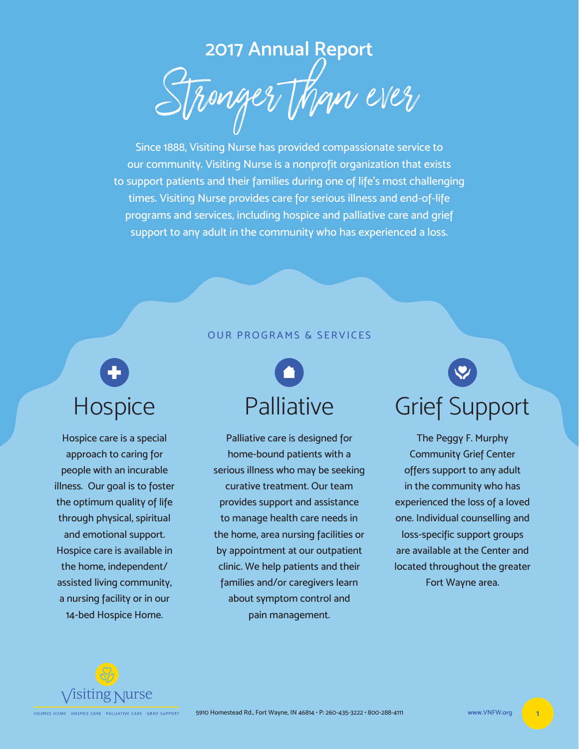# 2017 Annual Report

## Stronger than ever

Since 1888, Visiting Nurse has provided compassionate service to our community. Visiting Nurse is a nonprofit organization that exists to support patients and their families during one of life's most challenging times. Visiting Nurse provides care for serious illness and end-of-life programs and services, including hospice and palliative care and grief support to any adult in the community who has experienced a loss.

OUR PROGRAMS & SERVICES

### Hospice

Hospice care is a special approach to caring for people with an incurable illness. Our goal is to foster the optimum quality of life through physical, spiritual and emotional support. Hospice care is available in the home, independent/assisted living community, a nursing facility or in our 14-bed Hospice Home.

### Palliative

Palliative care is designed for home-bound patients with a serious illness who may be seeking curative treatment. Our team provides support and assistance to manage health care needs in the home, area nursing facilities or by appointment at our outpatient clinic. We help patients and their families and/or caregivers learn about symptom control and pain management.

### Grief Support

The Peggy F. Murphy Community Grief Center offers support to any adult in the community who has experienced the loss of a loved one. Individual counselling and loss-specific support groups are available at the Center and located throughout the greater Fort Wayne area.

Visiting Nurse
HOSPICE HOME HOSPICE CARE PALLIATIVE CARE GRIEF SUPPORT

5910 Homestead Rd., Fort Wayne, IN 46814 • P: 260-435-3222 • 800-288-4111

www.VNFW.org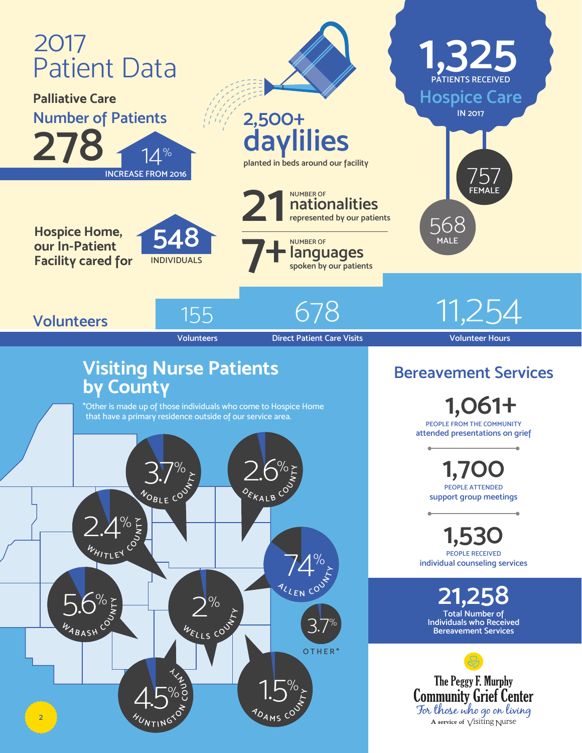# 2017 Patient Data

## Palliative Care

### Number of Patients

**278**

14% INCREASE FROM 2016

**2,500+ daylilies**

planted in beds around our facility

**1,325** PATIENTS RECEIVED **Hospice Care** IN 2017

757 FEMALE

568 MALE

Hospice Home, our In-Patient Facility cared for **548** INDIVIDUALS

**21** NUMBER OF **nationalities** represented by our patients

**7+** NUMBER OF **languages** spoken by our patients

## Volunteers

| 155 | 678 | 11,254 |
|---|---|---|
| Volunteers | Direct Patient Care Visits | Volunteer Hours |

## Visiting Nurse Patients by County

*Other is made up of those individuals who come to Hospice Home that have a primary residence outside of our service area.

- Noble County: 3.7%
- DeKalb County: 2.6%
- Whitley County: 2.4%
- Allen County: 74%
- Wabash County: 5.6%
- Wells County: 2%
- Other*: 3.7%
- Huntington County: 4.5%
- Adams County: 1.5%

## Bereavement Services

**1,061+**
PEOPLE FROM THE COMMUNITY attended presentations on grief

**1,700**
PEOPLE ATTENDED support group meetings

**1,530**
PEOPLE RECEIVED individual counseling services

**21,258**
Total Number of Individuals who Received Bereavement Services

The Peggy F. Murphy Community Grief Center
*For those who go on living*
A service of Visiting Nurse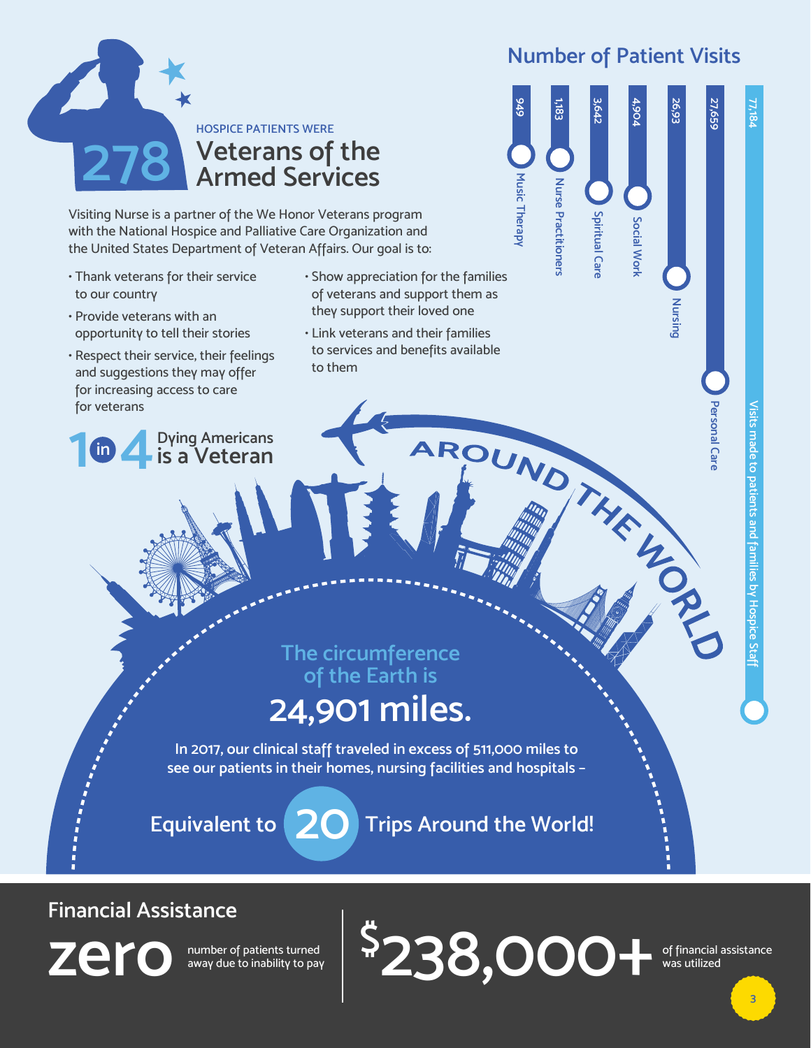**278** HOSPICE PATIENTS WERE

## Veterans of the Armed Services

Visiting Nurse is a partner of the We Honor Veterans program with the National Hospice and Palliative Care Organization and the United States Department of Veteran Affairs. Our goal is to:

- Thank veterans for their service to our country
- Provide veterans with an opportunity to tell their stories
- Respect their service, their feelings and suggestions they may offer for increasing access to care for veterans
- Show appreciation for the families of veterans and support them as they support their loved one
- Link veterans and their families to services and benefits available to them

**1 in 4** Dying Americans is a Veteran

## Number of Patient Visits

| Category | Visits |
|---|---|
| Music Therapy | 949 |
| Nurse Practitioners | 1,183 |
| Spiritual Care | 3,642 |
| Social Work | 4,904 |
| Nursing | 26,93 |
| Personal Care | 27,659 |
| Visits made to patients and families by Hospice Staff | 77,184 |

## AROUND THE WORLD

The circumference of the Earth is

**24,901 miles.**

In 2017, our clinical staff traveled in excess of 511,000 miles to see our patients in their homes, nursing facilities and hospitals –

**Equivalent to 20 Trips Around the World!**

## Financial Assistance

**zero** number of patients turned away due to inability to pay

**$238,000+** of financial assistance was utilized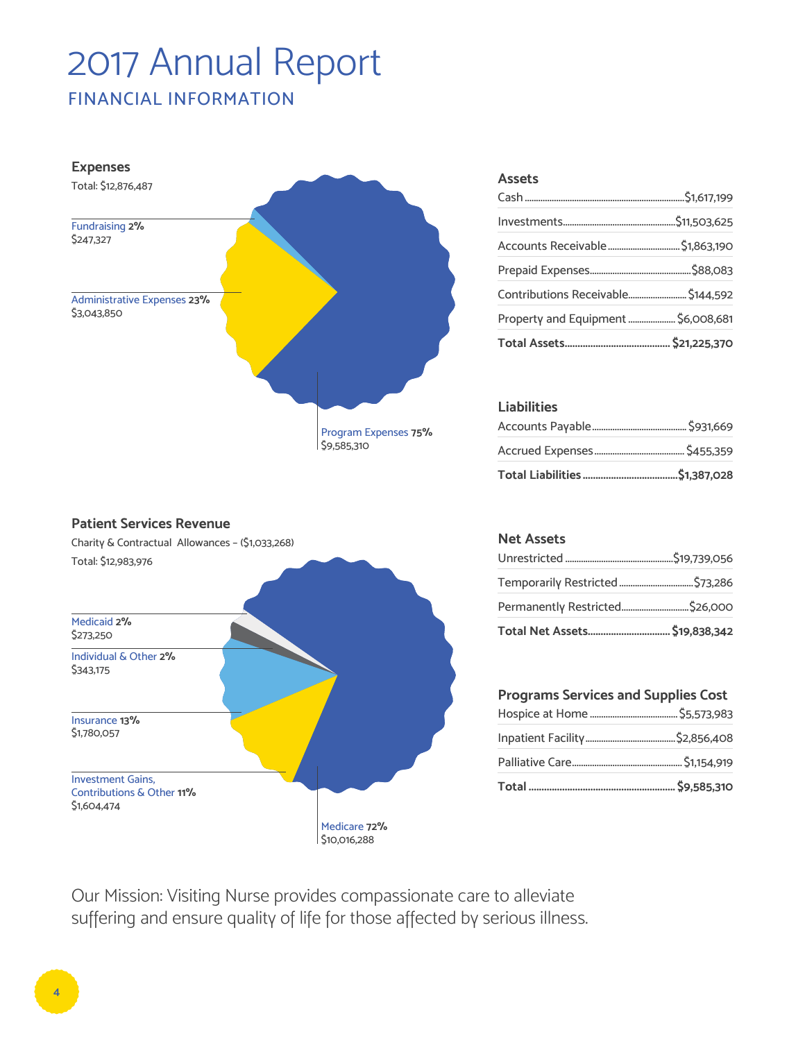// 2017 Annual Report

## FINANCIAL INFORMATION

### Expenses

Total: $12,876,487

Fundraising **2%**
$247,327

Administrative Expenses **23%**
$3,043,850

Program Expenses **75%**
$9,585,310

### Assets

| | |
|---|---|
| Cash | $1,617,199 |
| Investments | $11,503,625 |
| Accounts Receivable | $1,863,190 |
| Prepaid Expenses | $88,083 |
| Contributions Receivable | $144,592 |
| Property and Equipment | $6,008,681 |
| **Total Assets** | **$21,225,370** |

### Liabilities

| | |
|---|---|
| Accounts Payable | $931,669 |
| Accrued Expenses | $455,359 |
| **Total Liabilities** | **$1,387,028** |

### Patient Services Revenue

Charity & Contractual Allowances – ($1,033,268)

Total: $12,983,976

Medicaid **2%**
$273,250

Individual & Other **2%**
$343,175

Insurance **13%**
$1,780,057

Investment Gains, Contributions & Other **11%**
$1,604,474

Medicare **72%**
$10,016,288

### Net Assets

| | |
|---|---|
| Unrestricted | $19,739,056 |
| Temporarily Restricted | $73,286 |
| Permanently Restricted | $26,000 |
| **Total Net Assets** | **$19,838,342** |

### Programs Services and Supplies Cost

| | |
|---|---|
| Hospice at Home | $5,573,983 |
| Inpatient Facility | $2,856,408 |
| Palliative Care | $1,154,919 |
| **Total** | **$9,585,310** |

Our Mission: Visiting Nurse provides compassionate care to alleviate suffering and ensure quality of life for those affected by serious illness.